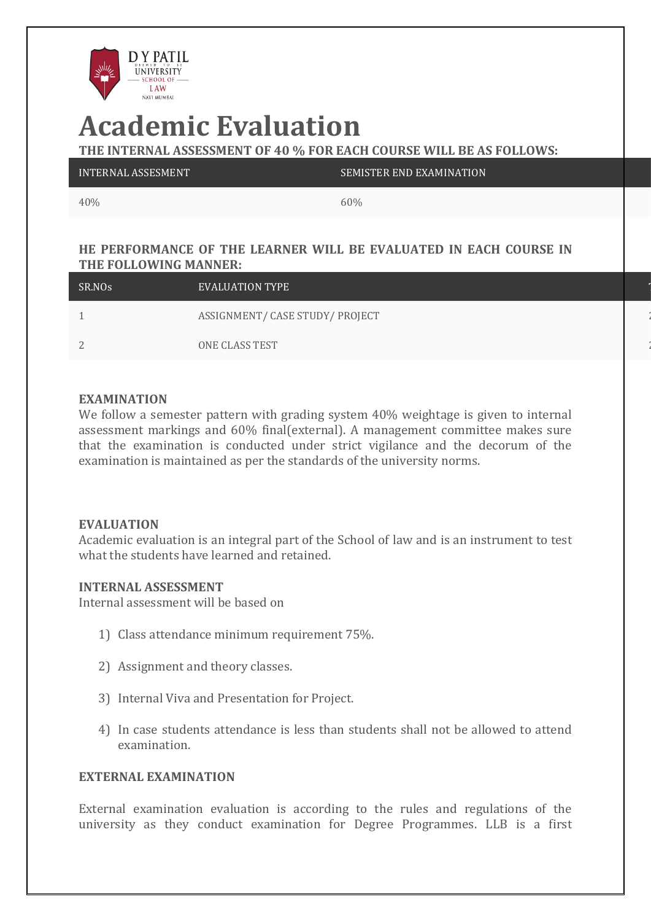# Academic Evaluation

**THE INTERNAL ASSESSMENT OF 40 % FOR EACH COURSE WILL BE AS FOLLOWS:**

| INTERNAL ASSESMENT | SEMISTER END EXAMINATION |
|---|---|
| 40% | 60% |

**HE PERFORMANCE OF THE LEARNER WILL BE EVALUATED IN EACH COURSE IN THE FOLLOWING MANNER:**

| SR.NOs | EVALUATION TYPE |
|---|---|
| 1 | ASSIGNMENT/ CASE STUDY/ PROJECT |
| 2 | ONE CLASS TEST |

**EXAMINATION**

We follow a semester pattern with grading system 40% weightage is given to internal assessment markings and 60% final(external). A management committee makes sure that the examination is conducted under strict vigilance and the decorum of the examination is maintained as per the standards of the university norms.

**EVALUATION**

Academic evaluation is an integral part of the School of law and is an instrument to test what the students have learned and retained.

**INTERNAL ASSESSMENT**

Internal assessment will be based on

1) Class attendance minimum requirement 75%.
2) Assignment and theory classes.
3) Internal Viva and Presentation for Project.
4) In case students attendance is less than students shall not be allowed to attend examination.

**EXTERNAL EXAMINATION**

External examination evaluation is according to the rules and regulations of the university as they conduct examination for Degree Programmes. LLB is a first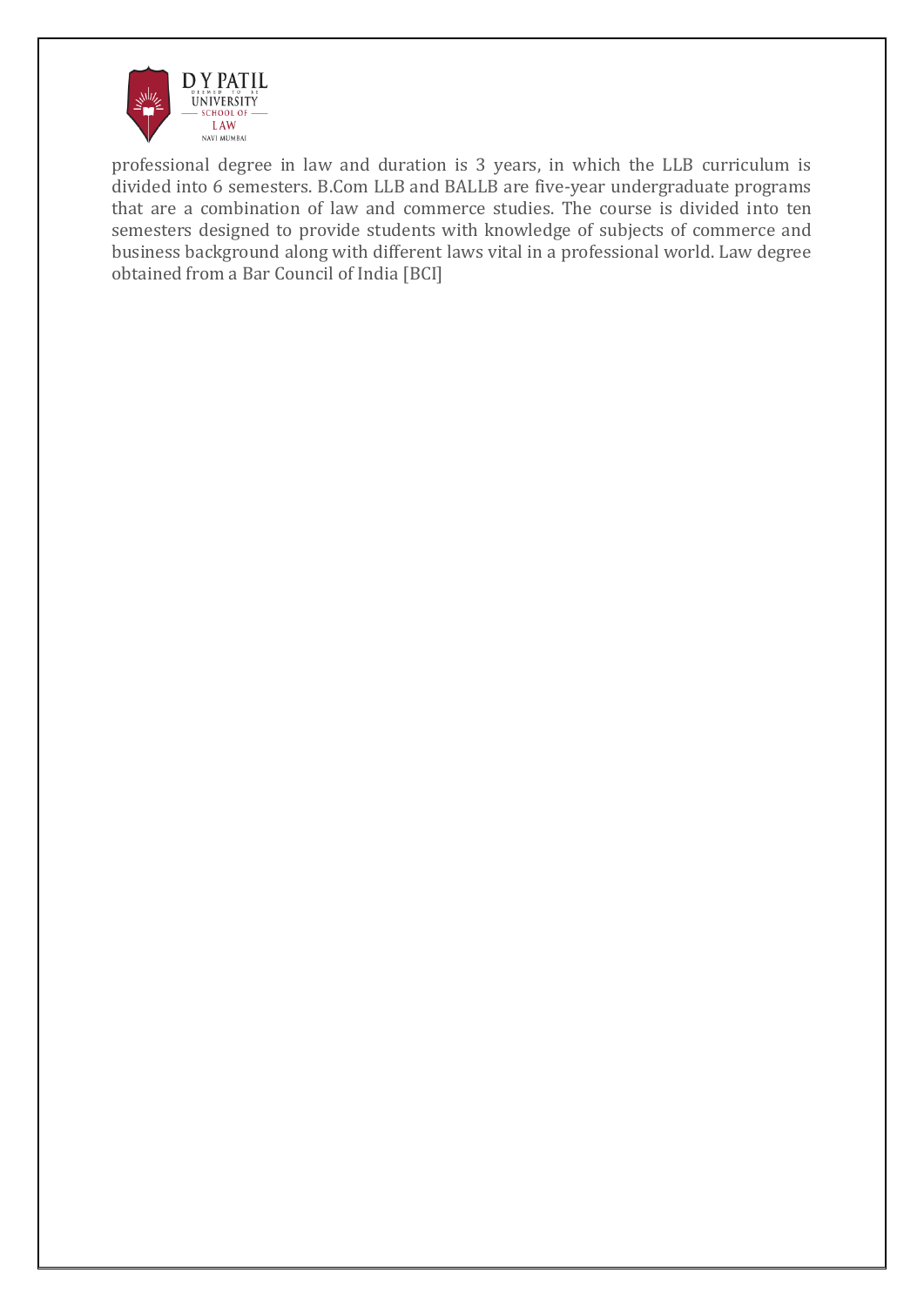professional degree in law and duration is 3 years, in which the LLB curriculum is divided into 6 semesters. B.Com LLB and BALLB are five-year undergraduate programs that are a combination of law and commerce studies. The course is divided into ten semesters designed to provide students with knowledge of subjects of commerce and business background along with different laws vital in a professional world. Law degree obtained from a Bar Council of India [BCI]